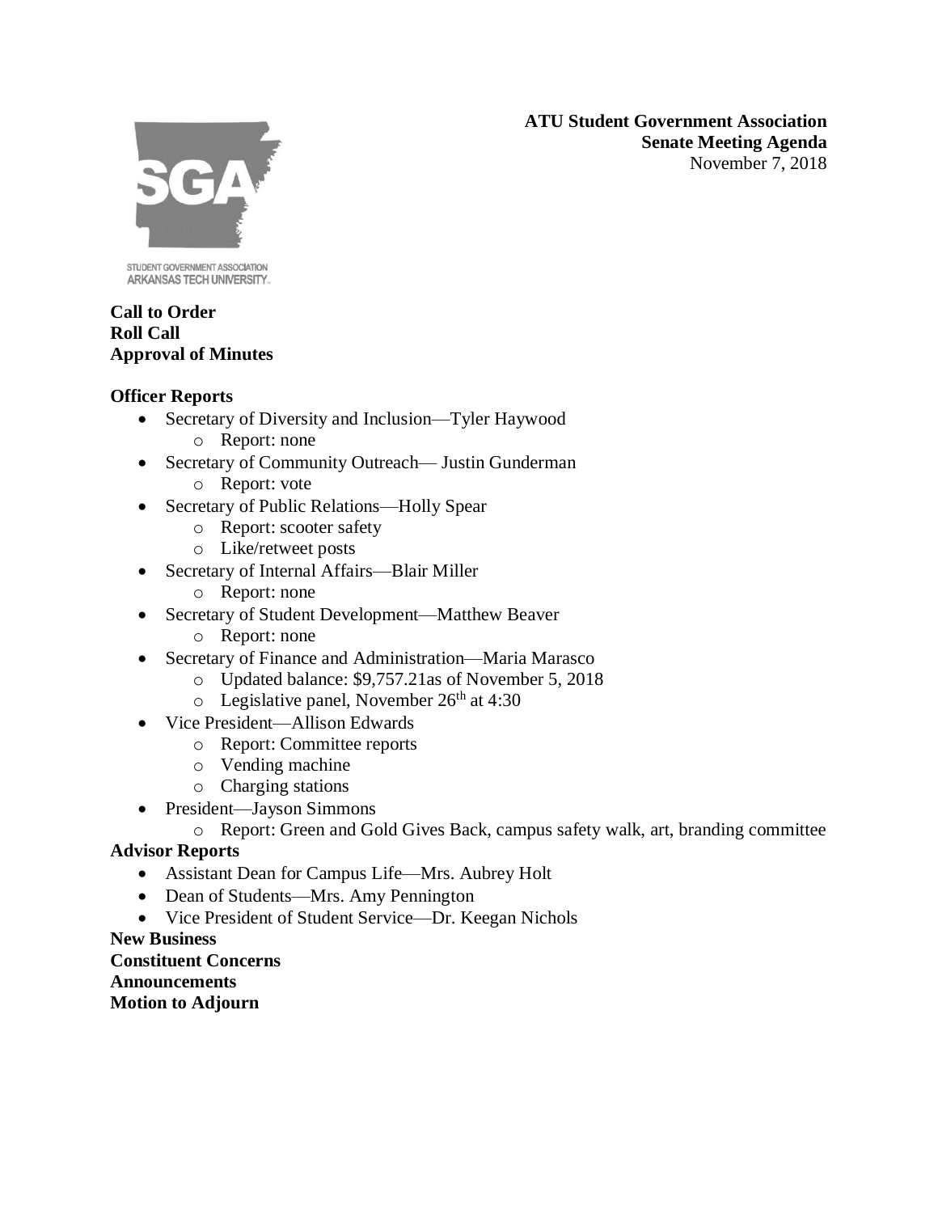**ATU Student Government Association**
**Senate Meeting Agenda**
November 7, 2018

STUDENT GOVERNMENT ASSOCIATION
ARKANSAS TECH UNIVERSITY

**Call to Order**
**Roll Call**
**Approval of Minutes**

**Officer Reports**

- Secretary of Diversity and Inclusion—Tyler Haywood
  - Report: none
- Secretary of Community Outreach— Justin Gunderman
  - Report: vote
- Secretary of Public Relations—Holly Spear
  - Report: scooter safety
  - Like/retweet posts
- Secretary of Internal Affairs—Blair Miller
  - Report: none
- Secretary of Student Development—Matthew Beaver
  - Report: none
- Secretary of Finance and Administration—Maria Marasco
  - Updated balance: $9,757.21as of November 5, 2018
  - Legislative panel, November 26th at 4:30
- Vice President—Allison Edwards
  - Report: Committee reports
  - Vending machine
  - Charging stations
- President—Jayson Simmons
  - Report: Green and Gold Gives Back, campus safety walk, art, branding committee

**Advisor Reports**

- Assistant Dean for Campus Life—Mrs. Aubrey Holt
- Dean of Students—Mrs. Amy Pennington
- Vice President of Student Service—Dr. Keegan Nichols

**New Business**
**Constituent Concerns**
**Announcements**
**Motion to Adjourn**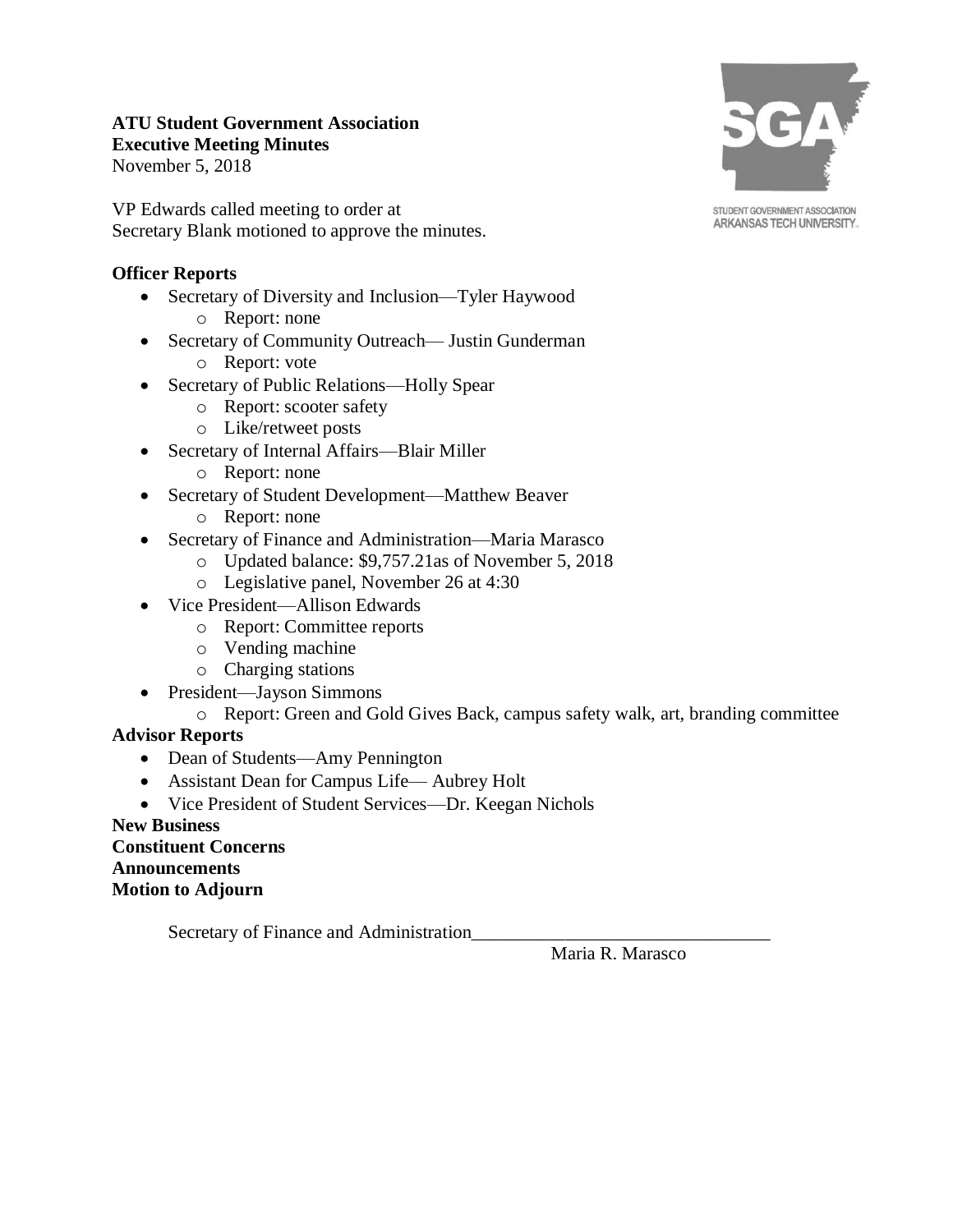**ATU Student Government Association**
**Executive Meeting Minutes**
November 5, 2018

STUDENT GOVERNMENT ASSOCIATION
ARKANSAS TECH UNIVERSITY

VP Edwards called meeting to order at
Secretary Blank motioned to approve the minutes.

**Officer Reports**

- Secretary of Diversity and Inclusion—Tyler Haywood
  - Report: none
- Secretary of Community Outreach— Justin Gunderman
  - Report: vote
- Secretary of Public Relations—Holly Spear
  - Report: scooter safety
  - Like/retweet posts
- Secretary of Internal Affairs—Blair Miller
  - Report: none
- Secretary of Student Development—Matthew Beaver
  - Report: none
- Secretary of Finance and Administration—Maria Marasco
  - Updated balance: $9,757.21as of November 5, 2018
  - Legislative panel, November 26 at 4:30
- Vice President—Allison Edwards
  - Report: Committee reports
  - Vending machine
  - Charging stations
- President—Jayson Simmons
  - Report: Green and Gold Gives Back, campus safety walk, art, branding committee

**Advisor Reports**

- Dean of Students—Amy Pennington
- Assistant Dean for Campus Life— Aubrey Holt
- Vice President of Student Services—Dr. Keegan Nichols

**New Business**

**Constituent Concerns**

**Announcements**

**Motion to Adjourn**

Secretary of Finance and Administration_______________________________
Maria R. Marasco